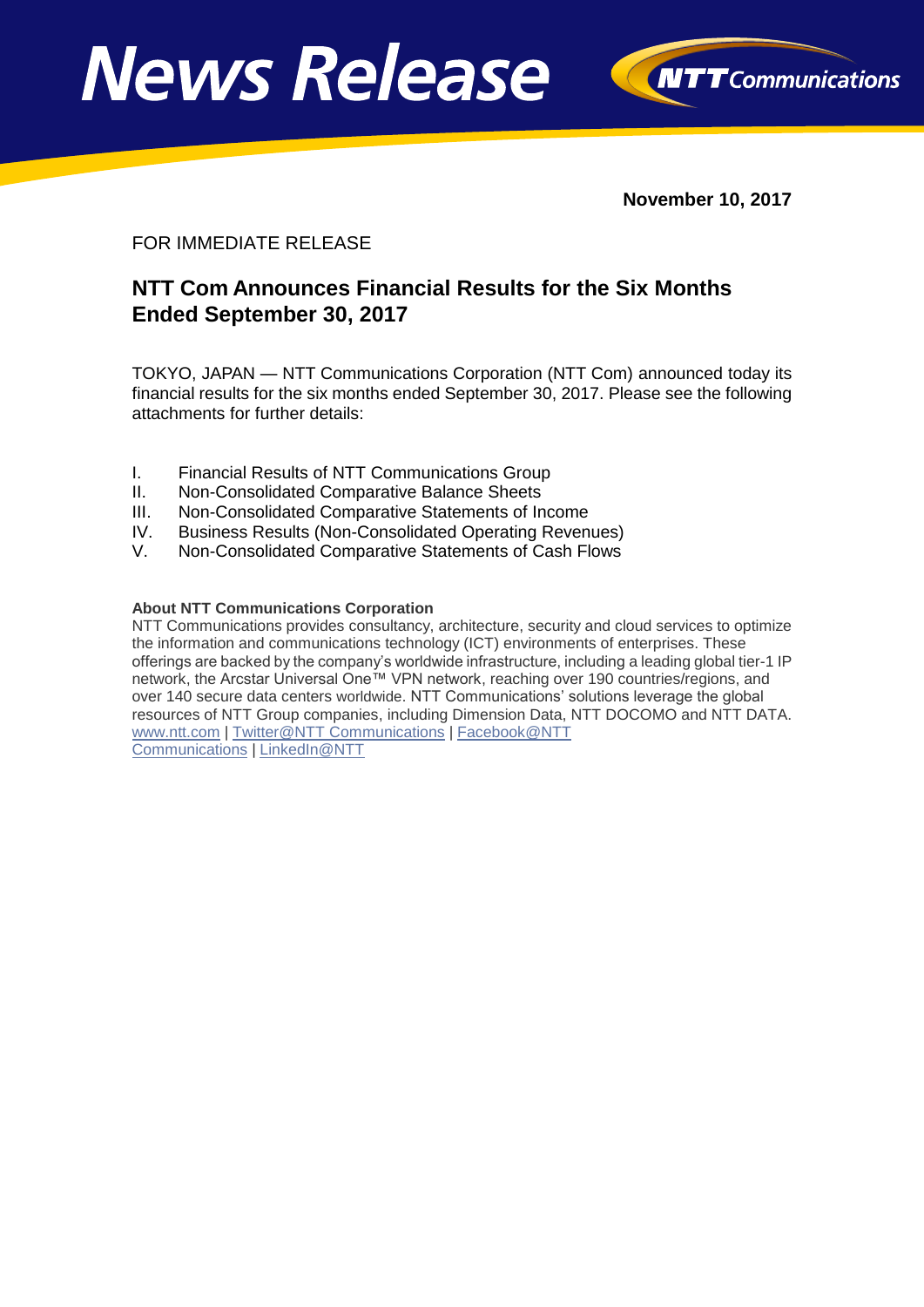# News Release

**NTT Communications**

**November 10, 2017**

FOR IMMEDIATE RELEASE

## NTT Com Announces Financial Results for the Six Months Ended September 30, 2017

TOKYO, JAPAN — NTT Communications Corporation (NTT Com) announced today its financial results for the six months ended September 30, 2017. Please see the following attachments for further details:

I. Financial Results of NTT Communications Group
II. Non-Consolidated Comparative Balance Sheets
III. Non-Consolidated Comparative Statements of Income
IV. Business Results (Non-Consolidated Operating Revenues)
V. Non-Consolidated Comparative Statements of Cash Flows

**About NTT Communications Corporation**

NTT Communications provides consultancy, architecture, security and cloud services to optimize the information and communications technology (ICT) environments of enterprises. These offerings are backed by the company's worldwide infrastructure, including a leading global tier-1 IP network, the Arcstar Universal One™ VPN network, reaching over 190 countries/regions, and over 140 secure data centers worldwide. NTT Communications' solutions leverage the global resources of NTT Group companies, including Dimension Data, NTT DOCOMO and NTT DATA.
www.ntt.com | Twitter@NTT Communications | Facebook@NTT Communications | LinkedIn@NTT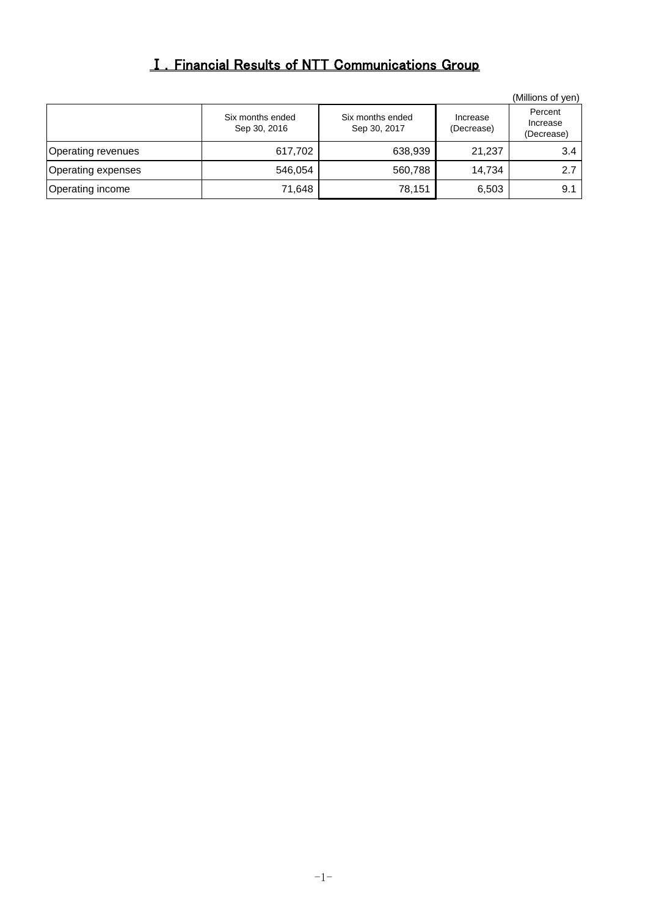# Ⅰ. Financial Results of NTT Communications Group

(Millions of yen)

| | Six months ended Sep 30, 2016 | Six months ended Sep 30, 2017 | Increase (Decrease) | Percent Increase (Decrease) |
|---|---|---|---|---|
| Operating revenues | 617,702 | 638,939 | 21,237 | 3.4 |
| Operating expenses | 546,054 | 560,788 | 14,734 | 2.7 |
| Operating income | 71,648 | 78,151 | 6,503 | 9.1 |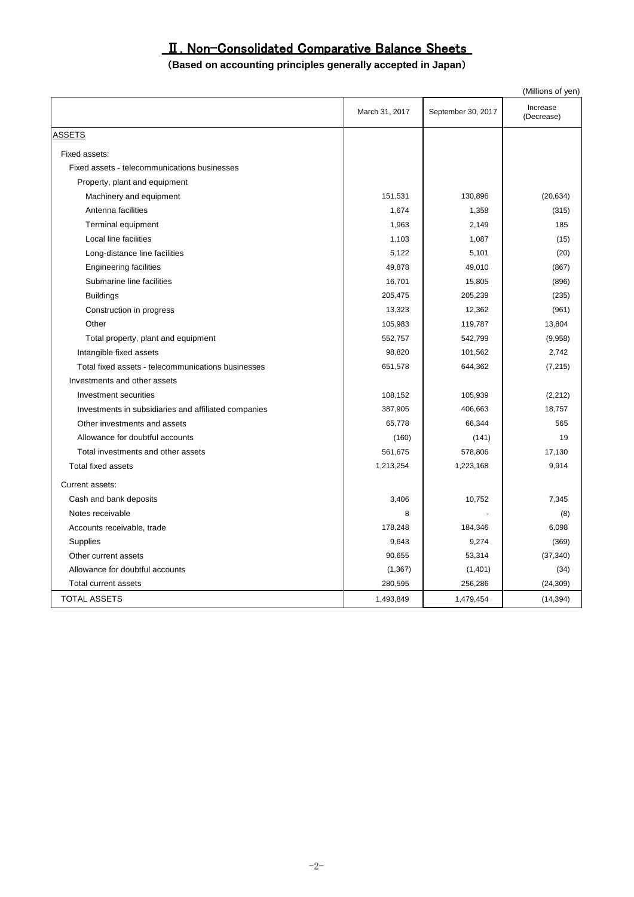# Ⅱ. Non-Consolidated Comparative Balance Sheets

**(Based on accounting principles generally accepted in Japan)**

(Millions of yen)

| | March 31, 2017 | September 30, 2017 | Increase (Decrease) |
|---|---|---|---|
| ASSETS | | | |
| Fixed assets: | | | |
| Fixed assets - telecommunications businesses | | | |
| Property, plant and equipment | | | |
| Machinery and equipment | 151,531 | 130,896 | (20,634) |
| Antenna facilities | 1,674 | 1,358 | (315) |
| Terminal equipment | 1,963 | 2,149 | 185 |
| Local line facilities | 1,103 | 1,087 | (15) |
| Long-distance line facilities | 5,122 | 5,101 | (20) |
| Engineering facilities | 49,878 | 49,010 | (867) |
| Submarine line facilities | 16,701 | 15,805 | (896) |
| Buildings | 205,475 | 205,239 | (235) |
| Construction in progress | 13,323 | 12,362 | (961) |
| Other | 105,983 | 119,787 | 13,804 |
| Total property, plant and equipment | 552,757 | 542,799 | (9,958) |
| Intangible fixed assets | 98,820 | 101,562 | 2,742 |
| Total fixed assets - telecommunications businesses | 651,578 | 644,362 | (7,215) |
| Investments and other assets | | | |
| Investment securities | 108,152 | 105,939 | (2,212) |
| Investments in subsidiaries and affiliated companies | 387,905 | 406,663 | 18,757 |
| Other investments and assets | 65,778 | 66,344 | 565 |
| Allowance for doubtful accounts | (160) | (141) | 19 |
| Total investments and other assets | 561,675 | 578,806 | 17,130 |
| Total fixed assets | 1,213,254 | 1,223,168 | 9,914 |
| Current assets: | | | |
| Cash and bank deposits | 3,406 | 10,752 | 7,345 |
| Notes receivable | 8 | - | (8) |
| Accounts receivable, trade | 178,248 | 184,346 | 6,098 |
| Supplies | 9,643 | 9,274 | (369) |
| Other current assets | 90,655 | 53,314 | (37,340) |
| Allowance for doubtful accounts | (1,367) | (1,401) | (34) |
| Total current assets | 280,595 | 256,286 | (24,309) |
| TOTAL ASSETS | 1,493,849 | 1,479,454 | (14,394) |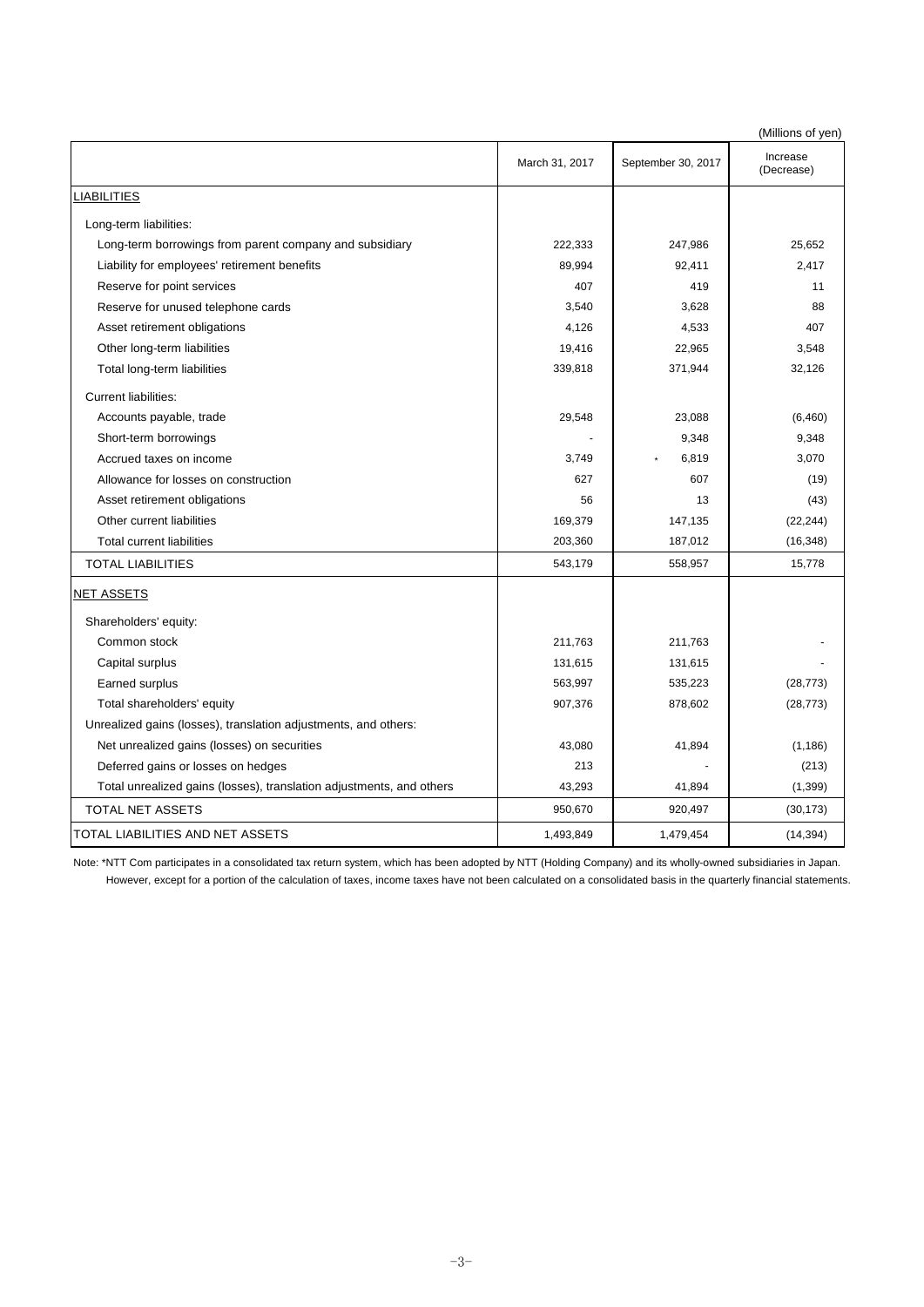(Millions of yen)

| | March 31, 2017 | September 30, 2017 | Increase (Decrease) |
|---|---|---|---|
| LIABILITIES | | | |
| Long-term liabilities: | | | |
| Long-term borrowings from parent company and subsidiary | 222,333 | 247,986 | 25,652 |
| Liability for employees' retirement benefits | 89,994 | 92,411 | 2,417 |
| Reserve for point services | 407 | 419 | 11 |
| Reserve for unused telephone cards | 3,540 | 3,628 | 88 |
| Asset retirement obligations | 4,126 | 4,533 | 407 |
| Other long-term liabilities | 19,416 | 22,965 | 3,548 |
| Total long-term liabilities | 339,818 | 371,944 | 32,126 |
| Current liabilities: | | | |
| Accounts payable, trade | 29,548 | 23,088 | (6,460) |
| Short-term borrowings | - | 9,348 | 9,348 |
| Accrued taxes on income | 3,749 | * 6,819 | 3,070 |
| Allowance for losses on construction | 627 | 607 | (19) |
| Asset retirement obligations | 56 | 13 | (43) |
| Other current liabilities | 169,379 | 147,135 | (22,244) |
| Total current liabilities | 203,360 | 187,012 | (16,348) |
| TOTAL LIABILITIES | 543,179 | 558,957 | 15,778 |
| NET ASSETS | | | |
| Shareholders' equity: | | | |
| Common stock | 211,763 | 211,763 | - |
| Capital surplus | 131,615 | 131,615 | - |
| Earned surplus | 563,997 | 535,223 | (28,773) |
| Total shareholders' equity | 907,376 | 878,602 | (28,773) |
| Unrealized gains (losses), translation adjustments, and others: | | | |
| Net unrealized gains (losses) on securities | 43,080 | 41,894 | (1,186) |
| Deferred gains or losses on hedges | 213 | - | (213) |
| Total unrealized gains (losses), translation adjustments, and others | 43,293 | 41,894 | (1,399) |
| TOTAL NET ASSETS | 950,670 | 920,497 | (30,173) |
| TOTAL LIABILITIES AND NET ASSETS | 1,493,849 | 1,479,454 | (14,394) |

Note: *NTT Com participates in a consolidated tax return system, which has been adopted by NTT (Holding Company) and its wholly-owned subsidiaries in Japan. However, except for a portion of the calculation of taxes, income taxes have not been calculated on a consolidated basis in the quarterly financial statements.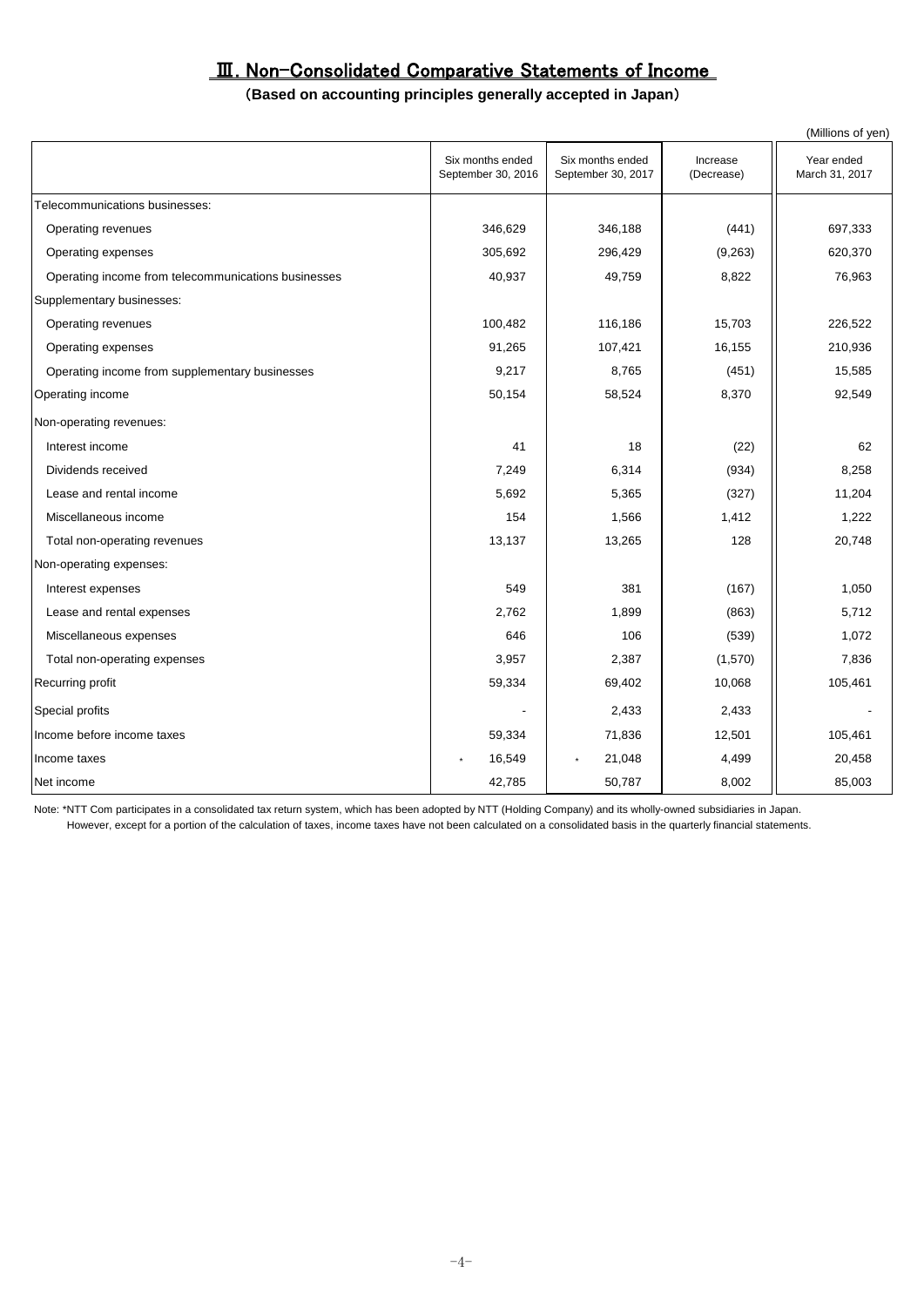# III. Non-Consolidated Comparative Statements of Income

**(Based on accounting principles generally accepted in Japan)**

(Millions of yen)

| | Six months ended September 30, 2016 | Six months ended September 30, 2017 | Increase (Decrease) | Year ended March 31, 2017 |
|---|---|---|---|---|
| Telecommunications businesses: | | | | |
| Operating revenues | 346,629 | 346,188 | (441) | 697,333 |
| Operating expenses | 305,692 | 296,429 | (9,263) | 620,370 |
| Operating income from telecommunications businesses | 40,937 | 49,759 | 8,822 | 76,963 |
| Supplementary businesses: | | | | |
| Operating revenues | 100,482 | 116,186 | 15,703 | 226,522 |
| Operating expenses | 91,265 | 107,421 | 16,155 | 210,936 |
| Operating income from supplementary businesses | 9,217 | 8,765 | (451) | 15,585 |
| Operating income | 50,154 | 58,524 | 8,370 | 92,549 |
| Non-operating revenues: | | | | |
| Interest income | 41 | 18 | (22) | 62 |
| Dividends received | 7,249 | 6,314 | (934) | 8,258 |
| Lease and rental income | 5,692 | 5,365 | (327) | 11,204 |
| Miscellaneous income | 154 | 1,566 | 1,412 | 1,222 |
| Total non-operating revenues | 13,137 | 13,265 | 128 | 20,748 |
| Non-operating expenses: | | | | |
| Interest expenses | 549 | 381 | (167) | 1,050 |
| Lease and rental expenses | 2,762 | 1,899 | (863) | 5,712 |
| Miscellaneous expenses | 646 | 106 | (539) | 1,072 |
| Total non-operating expenses | 3,957 | 2,387 | (1,570) | 7,836 |
| Recurring profit | 59,334 | 69,402 | 10,068 | 105,461 |
| Special profits | - | 2,433 | 2,433 | - |
| Income before income taxes | 59,334 | 71,836 | 12,501 | 105,461 |
| Income taxes | * 16,549 | * 21,048 | 4,499 | 20,458 |
| Net income | 42,785 | 50,787 | 8,002 | 85,003 |

Note: *NTT Com participates in a consolidated tax return system, which has been adopted by NTT (Holding Company) and its wholly-owned subsidiaries in Japan.
However, except for a portion of the calculation of taxes, income taxes have not been calculated on a consolidated basis in the quarterly financial statements.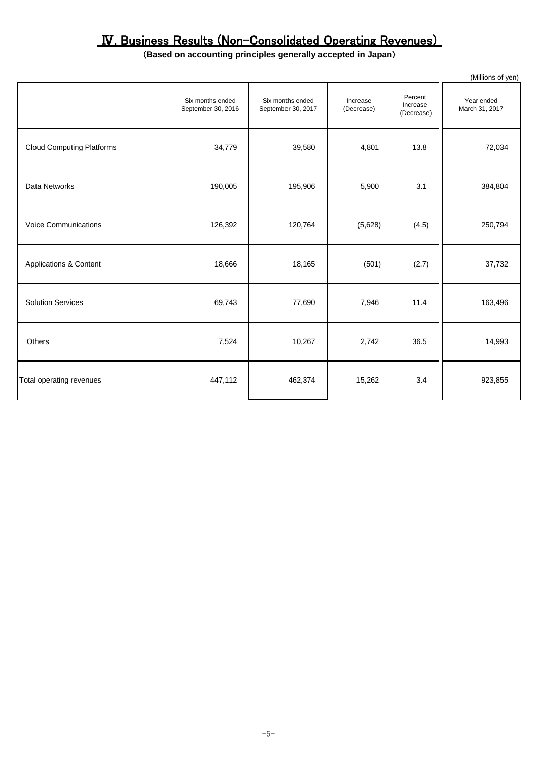# Ⅳ. Business Results (Non-Consolidated Operating Revenues)

**(Based on accounting principles generally accepted in Japan)**

(Millions of yen)

| | Six months ended September 30, 2016 | Six months ended September 30, 2017 | Increase (Decrease) | Percent Increase (Decrease) | Year ended March 31, 2017 |
|---|---|---|---|---|---|
| Cloud Computing Platforms | 34,779 | 39,580 | 4,801 | 13.8 | 72,034 |
| Data Networks | 190,005 | 195,906 | 5,900 | 3.1 | 384,804 |
| Voice Communications | 126,392 | 120,764 | (5,628) | (4.5) | 250,794 |
| Applications & Content | 18,666 | 18,165 | (501) | (2.7) | 37,732 |
| Solution Services | 69,743 | 77,690 | 7,946 | 11.4 | 163,496 |
| Others | 7,524 | 10,267 | 2,742 | 36.5 | 14,993 |
| Total operating revenues | 447,112 | 462,374 | 15,262 | 3.4 | 923,855 |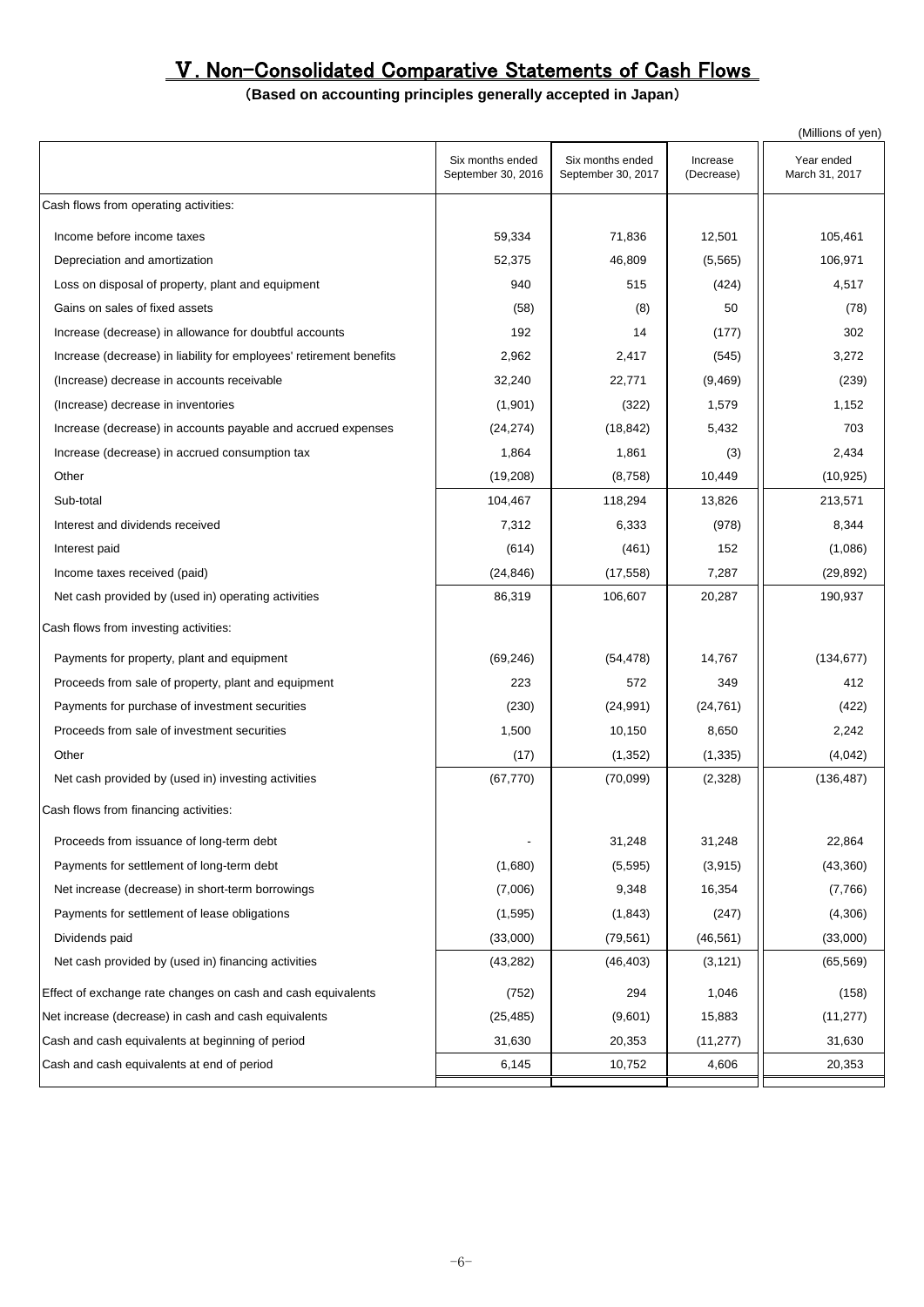# Ⅴ. Non-Consolidated Comparative Statements of Cash Flows

**(Based on accounting principles generally accepted in Japan)**

(Millions of yen)

| | Six months ended September 30, 2016 | Six months ended September 30, 2017 | Increase (Decrease) | Year ended March 31, 2017 |
|---|---|---|---|---|
| Cash flows from operating activities: | | | | |
| Income before income taxes | 59,334 | 71,836 | 12,501 | 105,461 |
| Depreciation and amortization | 52,375 | 46,809 | (5,565) | 106,971 |
| Loss on disposal of property, plant and equipment | 940 | 515 | (424) | 4,517 |
| Gains on sales of fixed assets | (58) | (8) | 50 | (78) |
| Increase (decrease) in allowance for doubtful accounts | 192 | 14 | (177) | 302 |
| Increase (decrease) in liability for employees' retirement benefits | 2,962 | 2,417 | (545) | 3,272 |
| (Increase) decrease in accounts receivable | 32,240 | 22,771 | (9,469) | (239) |
| (Increase) decrease in inventories | (1,901) | (322) | 1,579 | 1,152 |
| Increase (decrease) in accounts payable and accrued expenses | (24,274) | (18,842) | 5,432 | 703 |
| Increase (decrease) in accrued consumption tax | 1,864 | 1,861 | (3) | 2,434 |
| Other | (19,208) | (8,758) | 10,449 | (10,925) |
| Sub-total | 104,467 | 118,294 | 13,826 | 213,571 |
| Interest and dividends received | 7,312 | 6,333 | (978) | 8,344 |
| Interest paid | (614) | (461) | 152 | (1,086) |
| Income taxes received (paid) | (24,846) | (17,558) | 7,287 | (29,892) |
| Net cash provided by (used in) operating activities | 86,319 | 106,607 | 20,287 | 190,937 |
| Cash flows from investing activities: | | | | |
| Payments for property, plant and equipment | (69,246) | (54,478) | 14,767 | (134,677) |
| Proceeds from sale of property, plant and equipment | 223 | 572 | 349 | 412 |
| Payments for purchase of investment securities | (230) | (24,991) | (24,761) | (422) |
| Proceeds from sale of investment securities | 1,500 | 10,150 | 8,650 | 2,242 |
| Other | (17) | (1,352) | (1,335) | (4,042) |
| Net cash provided by (used in) investing activities | (67,770) | (70,099) | (2,328) | (136,487) |
| Cash flows from financing activities: | | | | |
| Proceeds from issuance of long-term debt | - | 31,248 | 31,248 | 22,864 |
| Payments for settlement of long-term debt | (1,680) | (5,595) | (3,915) | (43,360) |
| Net increase (decrease) in short-term borrowings | (7,006) | 9,348 | 16,354 | (7,766) |
| Payments for settlement of lease obligations | (1,595) | (1,843) | (247) | (4,306) |
| Dividends paid | (33,000) | (79,561) | (46,561) | (33,000) |
| Net cash provided by (used in) financing activities | (43,282) | (46,403) | (3,121) | (65,569) |
| Effect of exchange rate changes on cash and cash equivalents | (752) | 294 | 1,046 | (158) |
| Net increase (decrease) in cash and cash equivalents | (25,485) | (9,601) | 15,883 | (11,277) |
| Cash and cash equivalents at beginning of period | 31,630 | 20,353 | (11,277) | 31,630 |
| Cash and cash equivalents at end of period | 6,145 | 10,752 | 4,606 | 20,353 |